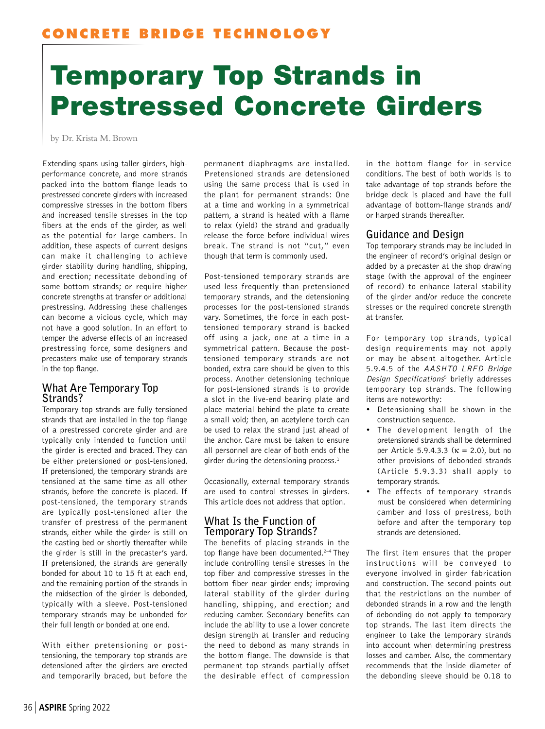CONCRETE BRIDGE TECHNOLOGY

# Temporary Top Strands in Prestressed Concrete Girders

by Dr. Krista M. Brown

Extending spans using taller girders, high-performance concrete, and more strands packed into the bottom flange leads to prestressed concrete girders with increased compressive stresses in the bottom fibers and increased tensile stresses in the top fibers at the ends of the girder, as well as the potential for large cambers. In addition, these aspects of current designs can make it challenging to achieve girder stability during handling, shipping, and erection; necessitate debonding of some bottom strands; or require higher concrete strengths at transfer or additional prestressing. Addressing these challenges can become a vicious cycle, which may not have a good solution. In an effort to temper the adverse effects of an increased prestressing force, some designers and precasters make use of temporary strands in the top flange.

## What Are Temporary Top Strands?

Temporary top strands are fully tensioned strands that are installed in the top flange of a prestressed concrete girder and are typically only intended to function until the girder is erected and braced. They can be either pretensioned or post-tensioned. If pretensioned, the temporary strands are tensioned at the same time as all other strands, before the concrete is placed. If post-tensioned, the temporary strands are typically post-tensioned after the transfer of prestress of the permanent strands, either while the girder is still on the casting bed or shortly thereafter while the girder is still in the precaster's yard. If pretensioned, the strands are generally bonded for about 10 to 15 ft at each end, and the remaining portion of the strands in the midsection of the girder is debonded, typically with a sleeve. Post-tensioned temporary strands may be unbonded for their full length or bonded at one end.

With either pretensioning or post-tensioning, the temporary top strands are detensioned after the girders are erected and temporarily braced, but before the permanent diaphragms are installed. Pretensioned strands are detensioned using the same process that is used in the plant for permanent strands: One at a time and working in a symmetrical pattern, a strand is heated with a flame to relax (yield) the strand and gradually release the force before individual wires break. The strand is not "cut," even though that term is commonly used.

Post-tensioned temporary strands are used less frequently than pretensioned temporary strands, and the detensioning processes for the post-tensioned strands vary. Sometimes, the force in each post-tensioned temporary strand is backed off using a jack, one at a time in a symmetrical pattern. Because the post-tensioned temporary strands are not bonded, extra care should be given to this process. Another detensioning technique for post-tensioned strands is to provide a slot in the live-end bearing plate and place material behind the plate to create a small void; then, an acetylene torch can be used to relax the strand just ahead of the anchor. Care must be taken to ensure all personnel are clear of both ends of the girder during the detensioning process.[1]

Occasionally, external temporary strands are used to control stresses in girders. This article does not address that option.

## What Is the Function of Temporary Top Strands?

The benefits of placing strands in the top flange have been documented.[2–4] They include controlling tensile stresses in the top fiber and compressive stresses in the bottom fiber near girder ends; improving lateral stability of the girder during handling, shipping, and erection; and reducing camber. Secondary benefits can include the ability to use a lower concrete design strength at transfer and reducing the need to debond as many strands in the bottom flange. The downside is that permanent top strands partially offset the desirable effect of compression in the bottom flange for in-service conditions. The best of both worlds is to take advantage of top strands before the bridge deck is placed and have the full advantage of bottom-flange strands and/or harped strands thereafter.

## Guidance and Design

Top temporary strands may be included in the engineer of record's original design or added by a precaster at the shop drawing stage (with the approval of the engineer of record) to enhance lateral stability of the girder and/or reduce the concrete stresses or the required concrete strength at transfer.

For temporary top strands, typical design requirements may not apply or may be absent altogether. Article 5.9.4.5 of the *AASHTO LRFD Bridge Design Specifications*[5] briefly addresses temporary top strands. The following items are noteworthy:

- Detensioning shall be shown in the construction sequence.
- The development length of the pretensioned strands shall be determined per Article 5.9.4.3.3 ($\kappa = 2.0$), but no other provisions of debonded strands (Article 5.9.3.3) shall apply to temporary strands.
- The effects of temporary strands must be considered when determining camber and loss of prestress, both before and after the temporary top strands are detensioned.

The first item ensures that the proper instructions will be conveyed to everyone involved in girder fabrication and construction. The second points out that the restrictions on the number of debonded strands in a row and the length of debonding do not apply to temporary top strands. The last item directs the engineer to take the temporary strands into account when determining prestress losses and camber. Also, the commentary recommends that the inside diameter of the debonding sleeve should be 0.18 to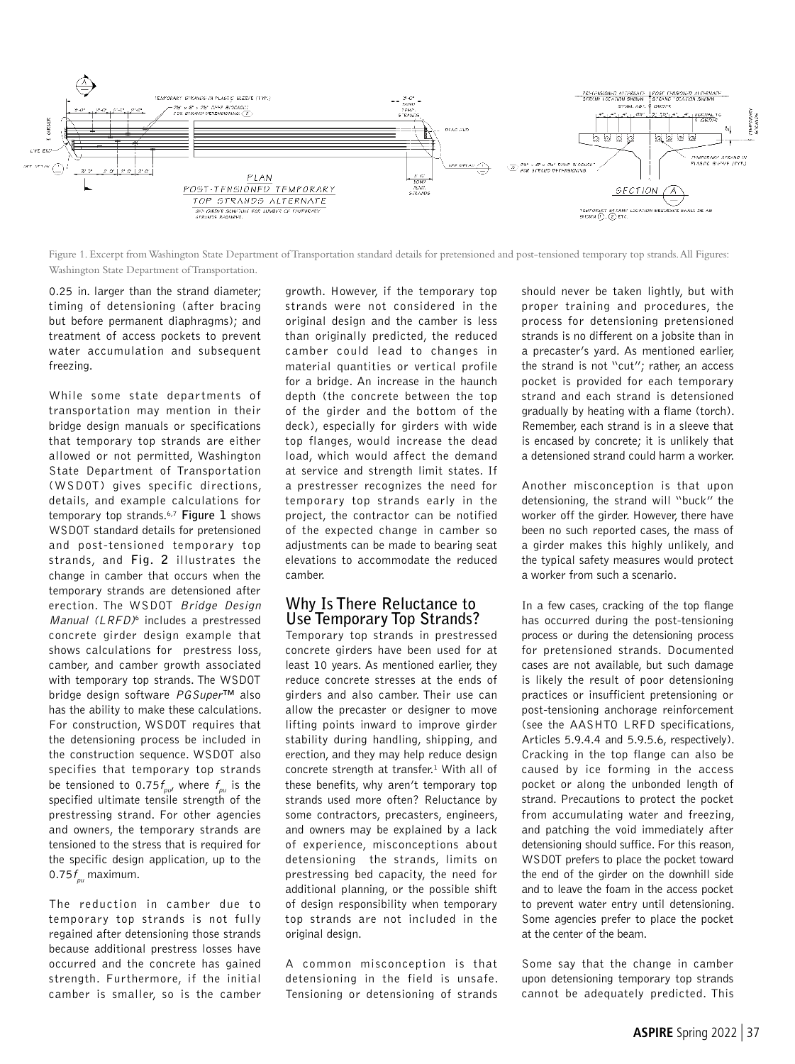Figure 1. Excerpt from Washington State Department of Transportation standard details for pretensioned and post-tensioned temporary top strands. All Figures: Washington State Department of Transportation.

0.25 in. larger than the strand diameter; timing of detensioning (after bracing but before permanent diaphragms); and treatment of access pockets to prevent water accumulation and subsequent freezing.

While some state departments of transportation may mention in their bridge design manuals or specifications that temporary top strands are either allowed or not permitted, Washington State Department of Transportation (WSDOT) gives specific directions, details, and example calculations for temporary top strands.[6,7] **Figure 1** shows WSDOT standard details for pretensioned and post-tensioned temporary top strands, and **Fig. 2** illustrates the change in camber that occurs when the temporary strands are detensioned after erection. The WSDOT *Bridge Design Manual (LRFD)*[6] includes a prestressed concrete girder design example that shows calculations for prestress loss, camber, and camber growth associated with temporary top strands. The WSDOT bridge design software *PGSuper*™ also has the ability to make these calculations. For construction, WSDOT requires that the detensioning process be included in the construction sequence. WSDOT also specifies that temporary top strands be tensioned to $0.75f_{pu}$, where $f_{pu}$ is the specified ultimate tensile strength of the prestressing strand. For other agencies and owners, the temporary strands are tensioned to the stress that is required for the specific design application, up to the $0.75f_{pu}$ maximum.

The reduction in camber due to temporary top strands is not fully regained after detensioning those strands because additional prestress losses have occurred and the concrete has gained strength. Furthermore, if the initial camber is smaller, so is the camber growth. However, if the temporary top strands were not considered in the original design and the camber is less than originally predicted, the reduced camber could lead to changes in material quantities or vertical profile for a bridge. An increase in the haunch depth (the concrete between the top of the girder and the bottom of the deck), especially for girders with wide top flanges, would increase the dead load, which would affect the demand at service and strength limit states. If a prestresser recognizes the need for temporary top strands early in the project, the contractor can be notified of the expected change in camber so adjustments can be made to bearing seat elevations to accommodate the reduced camber.

## Why Is There Reluctance to Use Temporary Top Strands?

Temporary top strands in prestressed concrete girders have been used for at least 10 years. As mentioned earlier, they reduce concrete stresses at the ends of girders and also camber. Their use can allow the precaster or designer to move lifting points inward to improve girder stability during handling, shipping, and erection, and they may help reduce design concrete strength at transfer.[1] With all of these benefits, why aren't temporary top strands used more often? Reluctance by some contractors, precasters, engineers, and owners may be explained by a lack of experience, misconceptions about detensioning the strands, limits on prestressing bed capacity, the need for additional planning, or the possible shift of design responsibility when temporary top strands are not included in the original design.

A common misconception is that detensioning in the field is unsafe. Tensioning or detensioning of strands should never be taken lightly, but with proper training and procedures, the process for detensioning pretensioned strands is no different on a jobsite than in a precaster's yard. As mentioned earlier, the strand is not "cut"; rather, an access pocket is provided for each temporary strand and each strand is detensioned gradually by heating with a flame (torch). Remember, each strand is in a sleeve that is encased by concrete; it is unlikely that a detensioned strand could harm a worker.

Another misconception is that upon detensioning, the strand will "buck" the worker off the girder. However, there have been no such reported cases, the mass of a girder makes this highly unlikely, and the typical safety measures would protect a worker from such a scenario.

In a few cases, cracking of the top flange has occurred during the post-tensioning process or during the detensioning process for pretensioned strands. Documented cases are not available, but such damage is likely the result of poor detensioning practices or insufficient pretensioning or post-tensioning anchorage reinforcement (see the AASHTO LRFD specifications, Articles 5.9.4.4 and 5.9.5.6, respectively). Cracking in the top flange can also be caused by ice forming in the access pocket or along the unbonded length of strand. Precautions to protect the pocket from accumulating water and freezing, and patching the void immediately after detensioning should suffice. For this reason, WSDOT prefers to place the pocket toward the end of the girder on the downhill side and to leave the foam in the access pocket to prevent water entry until detensioning. Some agencies prefer to place the pocket at the center of the beam.

Some say that the change in camber upon detensioning temporary top strands cannot be adequately predicted. This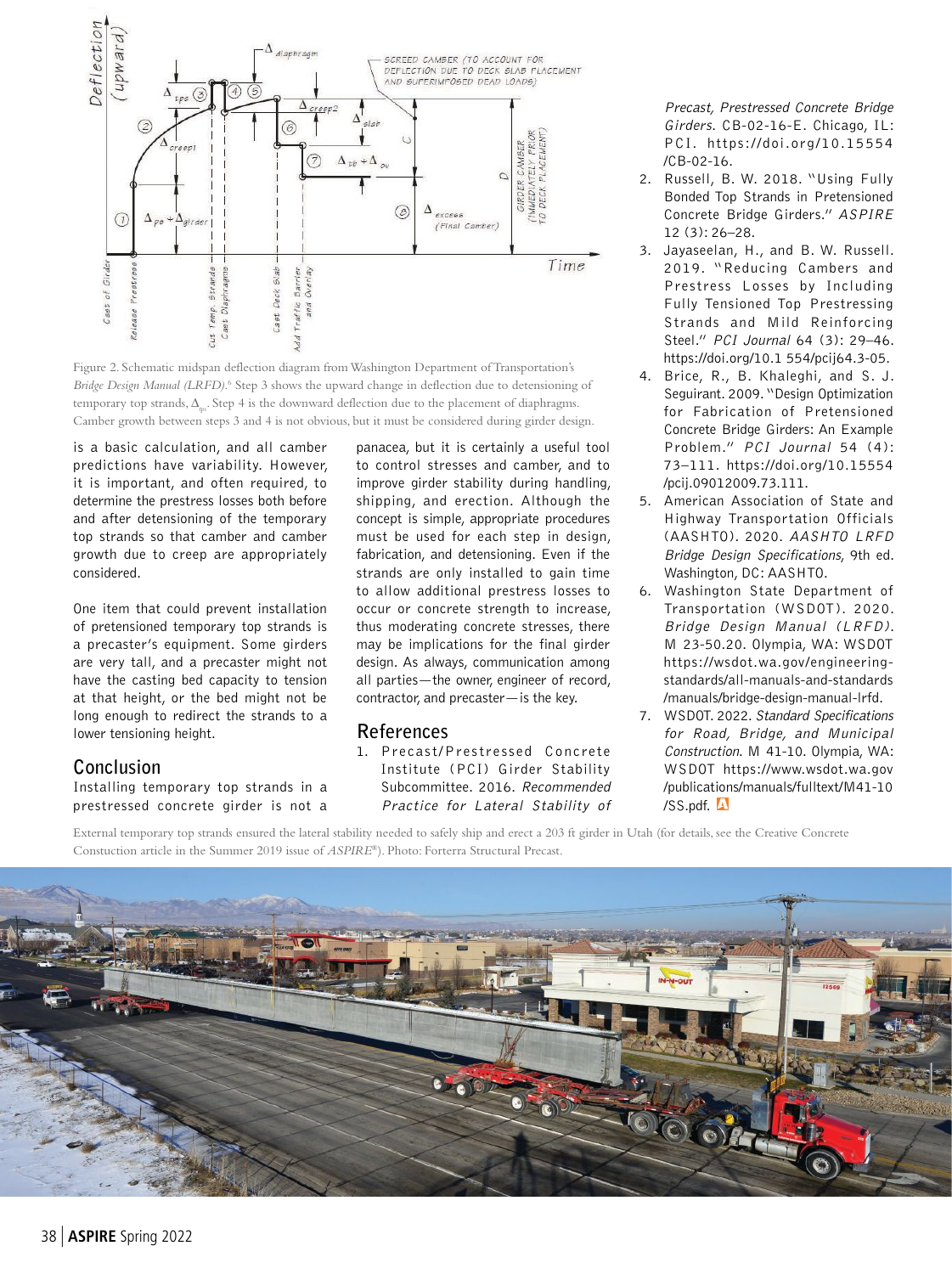Deflection (upward)

$\Delta_{diaphragm}$

SCREED CAMBER (TO ACCOUNT FOR DEFLECTION DUE TO DECK SLAB PLACEMENT AND SUPERIMPOSED DEAD LOADS)

$\Delta_{tps}$ 3 4 5

2

$\Delta_{creep2}$

$\Delta_{slab}$

6

$\Delta_{creep1}$

C

7 $\Delta_{sb} + \Delta_{ov}$

D

GIRDER CAMBER (IMMEDIATELY PRIOR TO DECK PLACEMENT)

1 $\Delta_{ps} + \Delta_{girder}$

8 $\Delta_{excess}$ (Final Camber)

Time

Cast of Girder

Release Prestress

Cut Temp. Strands

Cast Diaphragms

Cast Deck Slab

Add Traffic Barrier and Overlay

Figure 2. Schematic midspan deflection diagram from Washington Department of Transportation's *Bridge Design Manual (LRFD)*.[6] Step 3 shows the upward change in deflection due to detensioning of temporary top strands, $\Delta_{tps}$. Step 4 is the downward deflection due to the placement of diaphragms. Camber growth between steps 3 and 4 is not obvious, but it must be considered during girder design.

is a basic calculation, and all camber predictions have variability. However, it is important, and often required, to determine the prestress losses both before and after detensioning of the temporary top strands so that camber and camber growth due to creep are appropriately considered.

One item that could prevent installation of pretensioned temporary top strands is a precaster's equipment. Some girders are very tall, and a precaster might not have the casting bed capacity to tension at that height, or the bed might not be long enough to redirect the strands to a lower tensioning height.

## Conclusion

Installing temporary top strands in a prestressed concrete girder is not a panacea, but it is certainly a useful tool to control stresses and camber, and to improve girder stability during handling, shipping, and erection. Although the concept is simple, appropriate procedures must be used for each step in design, fabrication, and detensioning. Even if the strands are only installed to gain time to allow additional prestress losses to occur or concrete strength to increase, thus moderating concrete stresses, there may be implications for the final girder design. As always, communication among all parties—the owner, engineer of record, contractor, and precaster—is the key.

## References

1. Precast/Prestressed Concrete Institute (PCI) Girder Stability Subcommittee. 2016. *Recommended Practice for Lateral Stability of Precast, Prestressed Concrete Bridge Girders*. CB-02-16-E. Chicago, IL: PCI. https://doi.org/10.15554/CB-02-16.
2. Russell, B. W. 2018. "Using Fully Bonded Top Strands in Pretensioned Concrete Bridge Girders." *ASPIRE* 12 (3): 26–28.
3. Jayaseelan, H., and B. W. Russell. 2019. "Reducing Cambers and Prestress Losses by Including Fully Tensioned Top Prestressing Strands and Mild Reinforcing Steel." *PCI Journal* 64 (3): 29–46. https://doi.org/10.1 554/pcij64.3-05.
4. Brice, R., B. Khaleghi, and S. J. Seguirant. 2009. "Design Optimization for Fabrication of Pretensioned Concrete Bridge Girders: An Example Problem." *PCI Journal* 54 (4): 73–111. https://doi.org/10.15554/pcij.09012009.73.111.
5. American Association of State and Highway Transportation Officials (AASHTO). 2020. *AASHTO LRFD Bridge Design Specifications*, 9th ed. Washington, DC: AASHTO.
6. Washington State Department of Transportation (WSDOT). 2020. *Bridge Design Manual (LRFD)*. M 23-50.20. Olympia, WA: WSDOT https://wsdot.wa.gov/engineering-standards/all-manuals-and-standards/manuals/bridge-design-manual-lrfd.
7. WSDOT. 2022. *Standard Specifications for Road, Bridge, and Municipal Construction*. M 41-10. Olympia, WA: WSDOT https://www.wsdot.wa.gov/publications/manuals/fulltext/M41-10/SS.pdf.

External temporary top strands ensured the lateral stability needed to safely ship and erect a 203 ft girder in Utah (for details, see the Creative Concrete Constuction article in the Summer 2019 issue of *ASPIRE*®). Photo: Forterra Structural Precast.